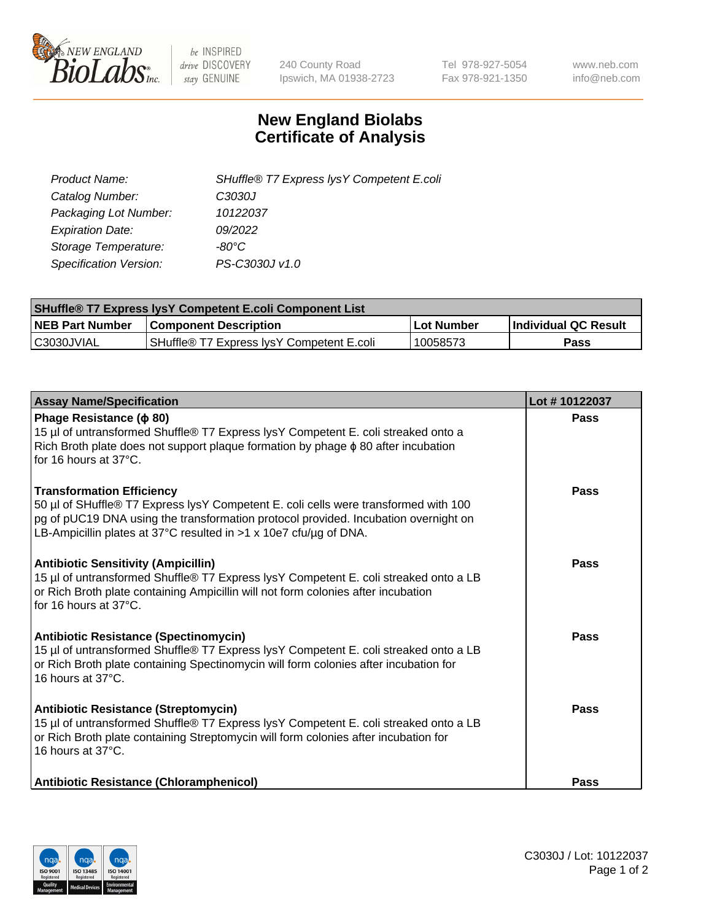# New England Biolabs Certificate of Analysis

| | |
|---|---|
| *Product Name:* | *SHuffle® T7 Express lysY Competent E.coli* |
| *Catalog Number:* | *C3030J* |
| *Packaging Lot Number:* | *10122037* |
| *Expiration Date:* | *09/2022* |
| *Storage Temperature:* | *-80°C* |
| *Specification Version:* | *PS-C3030J v1.0* |

| SHuffle® T7 Express lysY Competent E.coli Component List | | | |
|---|---|---|---|
| **NEB Part Number** | **Component Description** | **Lot Number** | **Individual QC Result** |
| C3030JVIAL | SHuffle® T7 Express lysY Competent E.coli | 10058573 | **Pass** |

| Assay Name/Specification | Lot # 10122037 |
|---|---|
| **Phage Resistance (ϕ 80)**<br>15 µl of untransformed Shuffle® T7 Express lysY Competent E. coli streaked onto a Rich Broth plate does not support plaque formation by phage ϕ 80 after incubation for 16 hours at 37°C. | **Pass** |
| **Transformation Efficiency**<br>50 µl of SHuffle® T7 Express lysY Competent E. coli cells were transformed with 100 pg of pUC19 DNA using the transformation protocol provided. Incubation overnight on LB-Ampicillin plates at 37°C resulted in >1 x 10e7 cfu/µg of DNA. | **Pass** |
| **Antibiotic Sensitivity (Ampicillin)**<br>15 µl of untransformed Shuffle® T7 Express lysY Competent E. coli streaked onto a LB or Rich Broth plate containing Ampicillin will not form colonies after incubation for 16 hours at 37°C. | **Pass** |
| **Antibiotic Resistance (Spectinomycin)**<br>15 µl of untransformed Shuffle® T7 Express lysY Competent E. coli streaked onto a LB or Rich Broth plate containing Spectinomycin will form colonies after incubation for 16 hours at 37°C. | **Pass** |
| **Antibiotic Resistance (Streptomycin)**<br>15 µl of untransformed Shuffle® T7 Express lysY Competent E. coli streaked onto a LB or Rich Broth plate containing Streptomycin will form colonies after incubation for 16 hours at 37°C. | **Pass** |
| **Antibiotic Resistance (Chloramphenicol)** | **Pass** |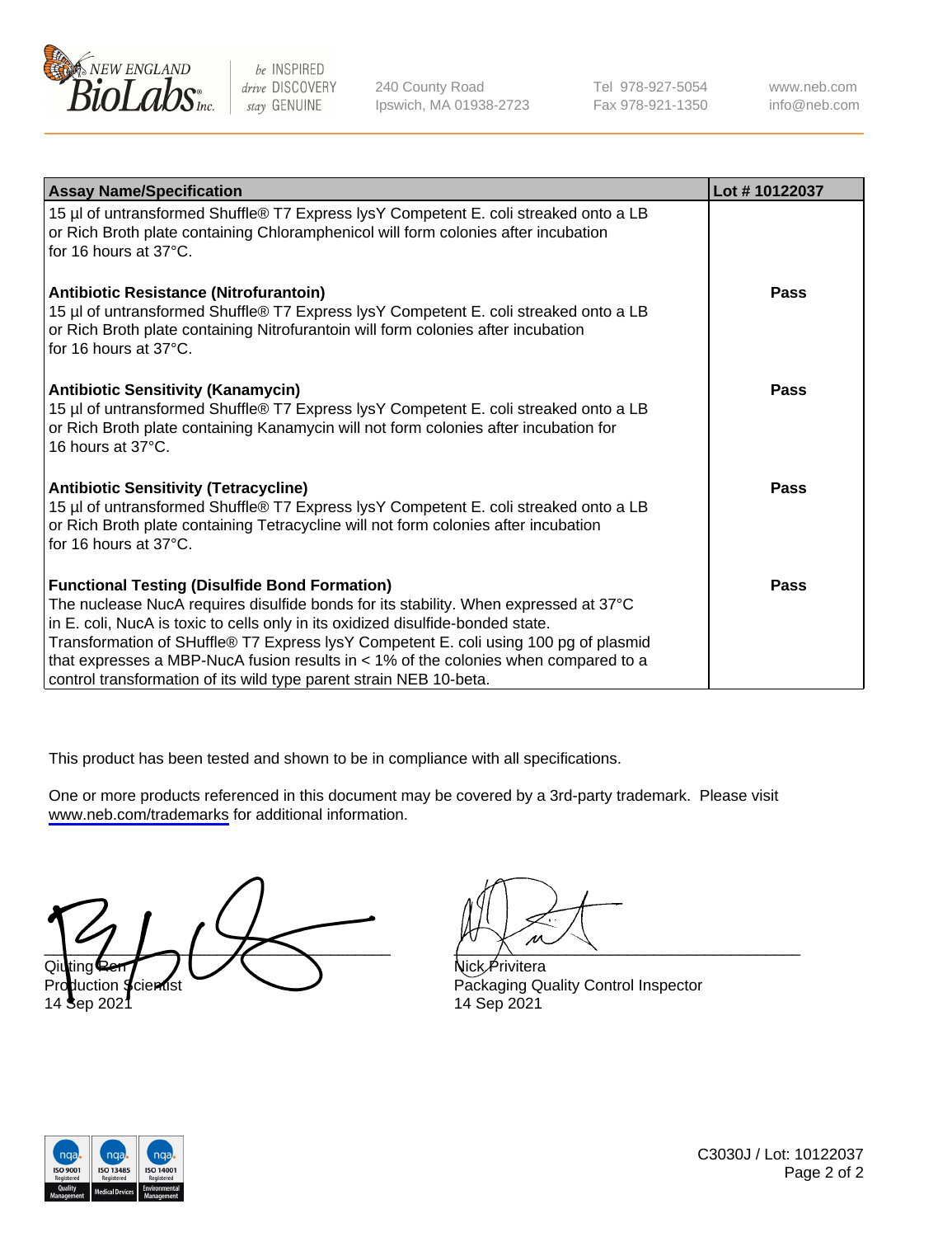| Assay Name/Specification | Lot # 10122037 |
| --- | --- |
| 15 µl of untransformed Shuffle® T7 Express lysY Competent E. coli streaked onto a LB or Rich Broth plate containing Chloramphenicol will form colonies after incubation for 16 hours at 37°C. | |
| **Antibiotic Resistance (Nitrofurantoin)** 15 µl of untransformed Shuffle® T7 Express lysY Competent E. coli streaked onto a LB or Rich Broth plate containing Nitrofurantoin will form colonies after incubation for 16 hours at 37°C. | **Pass** |
| **Antibiotic Sensitivity (Kanamycin)** 15 µl of untransformed Shuffle® T7 Express lysY Competent E. coli streaked onto a LB or Rich Broth plate containing Kanamycin will not form colonies after incubation for 16 hours at 37°C. | **Pass** |
| **Antibiotic Sensitivity (Tetracycline)** 15 µl of untransformed Shuffle® T7 Express lysY Competent E. coli streaked onto a LB or Rich Broth plate containing Tetracycline will not form colonies after incubation for 16 hours at 37°C. | **Pass** |
| **Functional Testing (Disulfide Bond Formation)** The nuclease NucA requires disulfide bonds for its stability. When expressed at 37°C in E. coli, NucA is toxic to cells only in its oxidized disulfide-bonded state. Transformation of SHuffle® T7 Express lysY Competent E. coli using 100 pg of plasmid that expresses a MBP-NucA fusion results in < 1% of the colonies when compared to a control transformation of its wild type parent strain NEB 10-beta. | **Pass** |

This product has been tested and shown to be in compliance with all specifications.

One or more products referenced in this document may be covered by a 3rd-party trademark. Please visit www.neb.com/trademarks for additional information.

Qiuting Ren
Production Scientist
14 Sep 2021

Nick Privitera
Packaging Quality Control Inspector
14 Sep 2021

C3030J / Lot: 10122037